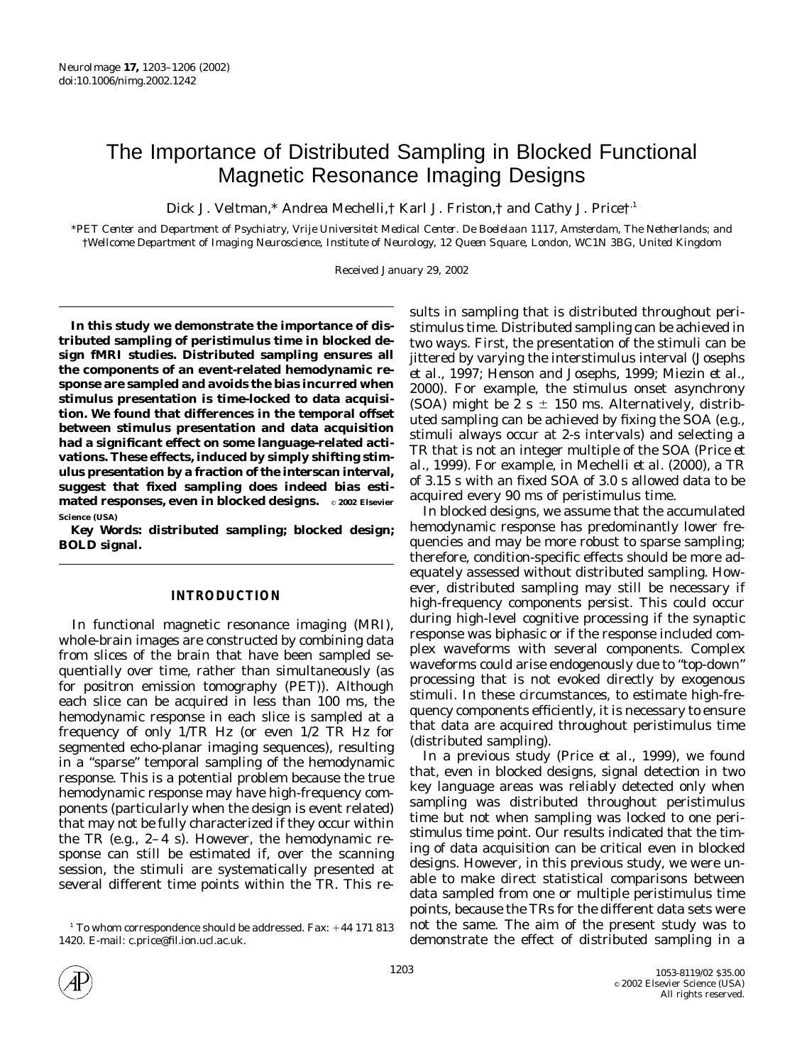# The Importance of Distributed Sampling in Blocked Functional Magnetic Resonance Imaging Designs

Dick J. Veltman,* Andrea Mechelli,† Karl J. Friston,† and Cathy J. Price†,[1]

*PET Center and Department of Psychiatry, Vrije Universiteit Medical Center. De Boelelaan 1117, Amsterdam, The Netherlands; and †Wellcome Department of Imaging Neuroscience, Institute of Neurology, 12 Queen Square, London, WC1N 3BG, United Kingdom

Received January 29, 2002

**In this study we demonstrate the importance of distributed sampling of peristimulus time in blocked design fMRI studies. Distributed sampling ensures all the components of an event-related hemodynamic response are sampled and avoids the bias incurred when stimulus presentation is time-locked to data acquisition. We found that differences in the temporal offset between stimulus presentation and data acquisition had a significant effect on some language-related activations. These effects, induced by simply shifting stimulus presentation by a fraction of the interscan interval, suggest that fixed sampling does indeed bias estimated responses, even in blocked designs.** © 2002 Elsevier Science (USA)

**Key Words: distributed sampling; blocked design; BOLD signal.**

## INTRODUCTION

In functional magnetic resonance imaging (MRI), whole-brain images are constructed by combining data from slices of the brain that have been sampled sequentially over time, rather than simultaneously (as for positron emission tomography (PET)). Although each slice can be acquired in less than 100 ms, the hemodynamic response in each slice is sampled at a frequency of only 1/TR Hz (or even 1/2 TR Hz for segmented echo-planar imaging sequences), resulting in a "sparse" temporal sampling of the hemodynamic response. This is a potential problem because the true hemodynamic response may have high-frequency components (particularly when the design is event related) that may not be fully characterized if they occur within the TR (e.g., 2–4 s). However, the hemodynamic response can still be estimated if, over the scanning session, the stimuli are systematically presented at several different time points within the TR. This results in sampling that is distributed throughout peristimulus time. Distributed sampling can be achieved in two ways. First, the presentation of the stimuli can be jittered by varying the interstimulus interval (Josephs *et al.*, 1997; Henson and Josephs, 1999; Miezin *et al.*, 2000). For example, the stimulus onset asynchrony (SOA) might be 2 s ± 150 ms. Alternatively, distributed sampling can be achieved by fixing the SOA (e.g., stimuli always occur at 2-s intervals) and selecting a TR that is not an integer multiple of the SOA (Price *et al.*, 1999). For example, in Mechelli *et al.* (2000), a TR of 3.15 s with an fixed SOA of 3.0 s allowed data to be acquired every 90 ms of peristimulus time.

In blocked designs, we assume that the accumulated hemodynamic response has predominantly lower frequencies and may be more robust to sparse sampling; therefore, condition-specific effects should be more adequately assessed without distributed sampling. However, distributed sampling may still be necessary if high-frequency components persist. This could occur during high-level cognitive processing if the synaptic response was biphasic or if the response included complex waveforms with several components. Complex waveforms could arise endogenously due to "top-down" processing that is not evoked directly by exogenous stimuli. In these circumstances, to estimate high-frequency components efficiently, it is necessary to ensure that data are acquired throughout peristimulus time (distributed sampling).

In a previous study (Price *et al.*, 1999), we found that, even in blocked designs, signal detection in two key language areas was reliably detected only when sampling was distributed throughout peristimulus time but not when sampling was locked to one peristimulus time point. Our results indicated that the timing of data acquisition can be critical even in blocked designs. However, in this previous study, we were unable to make direct statistical comparisons between data sampled from one or multiple peristimulus time points, because the TRs for the different data sets were not the same. The aim of the present study was to demonstrate the effect of distributed sampling in a

[1] To whom correspondence should be addressed. Fax: +44 171 813 1420. E-mail: c.price@fil.ion.ucl.ac.uk.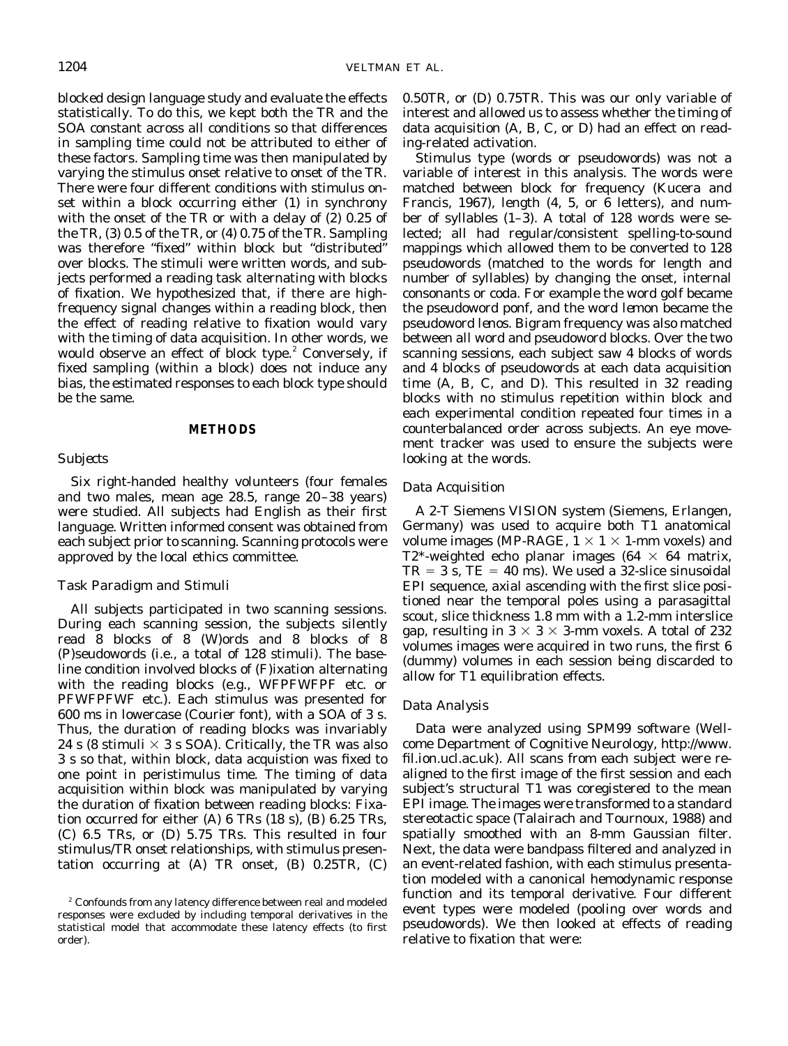blocked design language study and evaluate the effects statistically. To do this, we kept both the TR and the SOA constant across all conditions so that differences in sampling time could not be attributed to either of these factors. Sampling time was then manipulated by varying the stimulus onset relative to onset of the TR. There were four different conditions with stimulus onset within a block occurring either (1) in synchrony with the onset of the TR or with a delay of (2) 0.25 of the TR, (3) 0.5 of the TR, or (4) 0.75 of the TR. Sampling was therefore "fixed" within block but "distributed" over blocks. The stimuli were written words, and subjects performed a reading task alternating with blocks of fixation. We hypothesized that, if there are high-frequency signal changes within a reading block, then the effect of reading relative to fixation would vary with the timing of data acquisition. In other words, we would observe an effect of block type.[2] Conversely, if fixed sampling (within a block) does not induce any bias, the estimated responses to each block type should be the same.

## METHODS

### Subjects

Six right-handed healthy volunteers (four females and two males, mean age 28.5, range 20–38 years) were studied. All subjects had English as their first language. Written informed consent was obtained from each subject prior to scanning. Scanning protocols were approved by the local ethics committee.

### Task Paradigm and Stimuli

All subjects participated in two scanning sessions. During each scanning session, the subjects silently read 8 blocks of 8 (W)ords and 8 blocks of 8 (P)seudowords (i.e., a total of 128 stimuli). The baseline condition involved blocks of (F)ixation alternating with the reading blocks (e.g., WFPFWFPF etc. or PFWFPFWF etc.). Each stimulus was presented for 600 ms in lowercase (Courier font), with a SOA of 3 s. Thus, the duration of reading blocks was invariably 24 s (8 stimuli × 3 s SOA). Critically, the TR was also 3 s so that, within block, data acquistion was fixed to one point in peristimulus time. The timing of data acquisition within block was manipulated by varying the duration of fixation between reading blocks: Fixation occurred for either (A) 6 TRs (18 s), (B) 6.25 TRs, (C) 6.5 TRs, or (D) 5.75 TRs. This resulted in four stimulus/TR onset relationships, with stimulus presentation occurring at (A) TR onset, (B) 0.25TR, (C) 0.50TR, or (D) 0.75TR. This was our only variable of interest and allowed us to assess whether the timing of data acquisition (A, B, C, or D) had an effect on reading-related activation.

Stimulus type (words or pseudowords) was not a variable of interest in this analysis. The words were matched between block for frequency (Kucera and Francis, 1967), length (4, 5, or 6 letters), and number of syllables (1–3). A total of 128 words were selected; all had regular/consistent spelling-to-sound mappings which allowed them to be converted to 128 pseudowords (matched to the words for length and number of syllables) by changing the onset, internal consonants or coda. For example the word golf became the pseudoword ponf, and the word lemon became the pseudoword lenos. Bigram frequency was also matched between all word and pseudoword blocks. Over the two scanning sessions, each subject saw 4 blocks of words and 4 blocks of pseudowords at each data acquisition time (A, B, C, and D). This resulted in 32 reading blocks with no stimulus repetition within block and each experimental condition repeated four times in a counterbalanced order across subjects. An eye movement tracker was used to ensure the subjects were looking at the words.

### Data Acquisition

A 2-T Siemens VISION system (Siemens, Erlangen, Germany) was used to acquire both T1 anatomical volume images (MP-RAGE, 1 × 1 × 1-mm voxels) and T2*-weighted echo planar images (64 × 64 matrix, TR = 3 s, TE = 40 ms). We used a 32-slice sinusoidal EPI sequence, axial ascending with the first slice positioned near the temporal poles using a parasagittal scout, slice thickness 1.8 mm with a 1.2-mm interslice gap, resulting in 3 × 3 × 3-mm voxels. A total of 232 volumes images were acquired in two runs, the first 6 (dummy) volumes in each session being discarded to allow for T1 equilibration effects.

### Data Analysis

Data were analyzed using SPM99 software (Wellcome Department of Cognitive Neurology, http://www.fil.ion.ucl.ac.uk). All scans from each subject were realigned to the first image of the first session and each subject's structural T1 was coregistered to the mean EPI image. The images were transformed to a standard stereotactic space (Talairach and Tournoux, 1988) and spatially smoothed with an 8-mm Gaussian filter. Next, the data were bandpass filtered and analyzed in an event-related fashion, with each stimulus presentation modeled with a canonical hemodynamic response function and its temporal derivative. Four different event types were modeled (pooling over words and pseudowords). We then looked at effects of reading relative to fixation that were:

[2] Confounds from any latency difference between real and modeled responses were excluded by including temporal derivatives in the statistical model that accommodate these latency effects (to first order).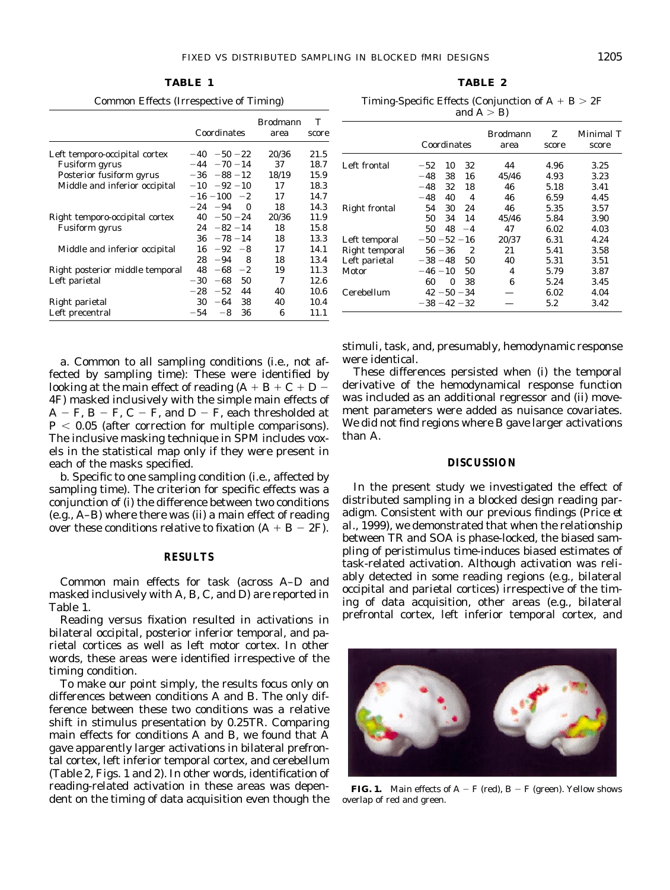**TABLE 1**

Common Effects (Irrespective of Timing)

| | Coordinates | | | Brodmann area | T score |
|---|---|---|---|---|---|
| Left temporo-occipital cortex | −40 | −50 | −22 | 20/36 | 21.5 |
| Fusiform gyrus | −44 | −70 | −14 | 37 | 18.7 |
| Posterior fusiform gyrus | −36 | −88 | −12 | 18/19 | 15.9 |
| Middle and inferior occipital | −10 | −92 | −10 | 17 | 18.3 |
| | −16 | −100 | −2 | 17 | 14.7 |
| | −24 | −94 | 0 | 18 | 14.3 |
| Right temporo-occipital cortex | 40 | −50 | −24 | 20/36 | 11.9 |
| Fusiform gyrus | 24 | −82 | −14 | 18 | 15.8 |
| | 36 | −78 | −14 | 18 | 13.3 |
| Middle and inferior occipital | 16 | −92 | −8 | 17 | 14.1 |
| | 28 | −94 | 8 | 18 | 13.4 |
| Right posterior middle temporal | 48 | −68 | −2 | 19 | 11.3 |
| Left parietal | −30 | −68 | 50 | 7 | 12.6 |
| | −28 | −52 | 44 | 40 | 10.6 |
| Right parietal | 30 | −64 | 38 | 40 | 10.4 |
| Left precentral | −54 | −8 | 36 | 6 | 11.1 |

a. Common to all sampling conditions (i.e., not affected by sampling time): These were identified by looking at the main effect of reading ($A + B + C + D - 4F$) masked inclusively with the simple main effects of $A - F$, $B - F$, $C - F$, and $D - F$, each thresholded at $P < 0.05$ (after correction for multiple comparisons). The inclusive masking technique in SPM includes voxels in the statistical map only if they were present in each of the masks specified.

b. Specific to one sampling condition (i.e., affected by sampling time). The criterion for specific effects was a conjunction of (i) the difference between two conditions (e.g., A–B) where there was (ii) a main effect of reading over these conditions relative to fixation ($A + B - 2F$).

## RESULTS

Common main effects for task (across A–D and masked inclusively with A, B, C, and D) are reported in Table 1.

Reading versus fixation resulted in activations in bilateral occipital, posterior inferior temporal, and parietal cortices as well as left motor cortex. In other words, these areas were identified irrespective of the timing condition.

To make our point simply, the results focus only on differences between conditions A and B. The only difference between these two conditions was a relative shift in stimulus presentation by 0.25TR. Comparing main effects for conditions A and B, we found that A gave apparently larger activations in bilateral prefrontal cortex, left inferior temporal cortex, and cerebellum (Table 2, Figs. 1 and 2). In other words, identification of reading-related activation in these areas was dependent on the timing of data acquisition even though the stimuli, task, and, presumably, hemodynamic response were identical.

**TABLE 2**

Timing-Specific Effects (Conjunction of $A + B > 2F$ and $A > B$)

| | Coordinates | | | Brodmann area | Z score | Minimal T score |
|---|---|---|---|---|---|---|
| Left frontal | −52 | 10 | 32 | 44 | 4.96 | 3.25 |
| | −48 | 38 | 16 | 45/46 | 4.93 | 3.23 |
| | −48 | 32 | 18 | 46 | 5.18 | 3.41 |
| | −48 | 40 | 4 | 46 | 6.59 | 4.45 |
| Right frontal | 54 | 30 | 24 | 46 | 5.35 | 3.57 |
| | 50 | 34 | 14 | 45/46 | 5.84 | 3.90 |
| | 50 | 48 | −4 | 47 | 6.02 | 4.03 |
| Left temporal | −50 | −52 | −16 | 20/37 | 6.31 | 4.24 |
| Right temporal | 56 | −36 | 2 | 21 | 5.41 | 3.58 |
| Left parietal | −38 | −48 | 50 | 40 | 5.31 | 3.51 |
| Motor | −46 | −10 | 50 | 4 | 5.79 | 3.87 |
| | 60 | 0 | 38 | 6 | 5.24 | 3.45 |
| Cerebellum | 42 | −50 | −34 | — | 6.02 | 4.04 |
| | −38 | −42 | −32 | — | 5.2 | 3.42 |

These differences persisted when (i) the temporal derivative of the hemodynamical response function was included as an additional regressor and (ii) movement parameters were added as nuisance covariates. We did not find regions where B gave larger activations than A.

## DISCUSSION

In the present study we investigated the effect of distributed sampling in a blocked design reading paradigm. Consistent with our previous findings (Price *et al.*, 1999), we demonstrated that when the relationship between TR and SOA is phase-locked, the biased sampling of peristimulus time-induces biased estimates of task-related activation. Although activation was reliably detected in some reading regions (e.g., bilateral occipital and parietal cortices) irrespective of the timing of data acquisition, other areas (e.g., bilateral prefrontal cortex, left inferior temporal cortex, and

**FIG. 1.** Main effects of $A - F$ (red), $B - F$ (green). Yellow shows overlap of red and green.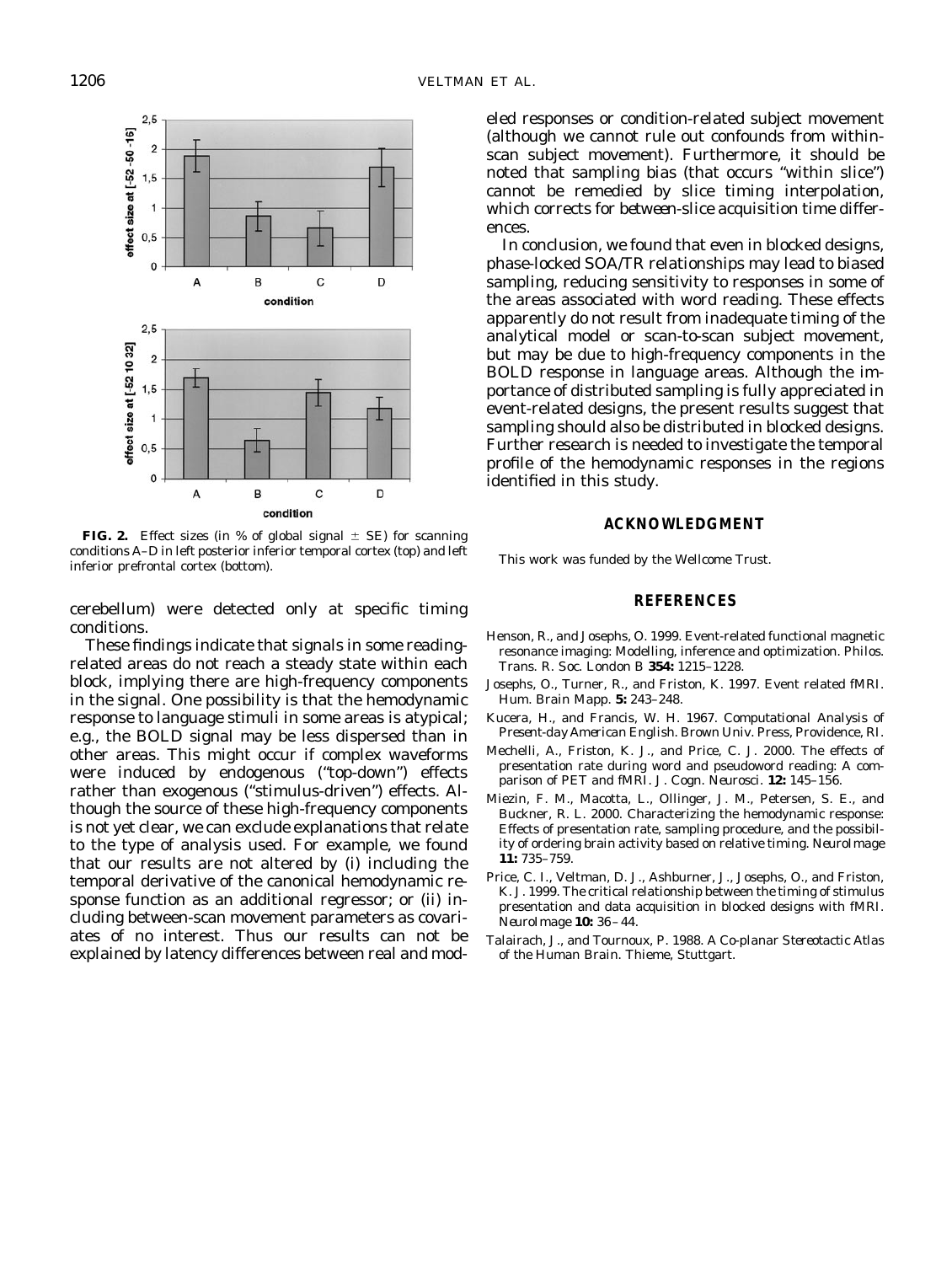2,5
2
1,5
1
0,5
0
effect size at [-52 -50 -16]
A B C D
condition

2,5
2
1,5
1
0,5
0
effect size at [-52 10 32]
A B C D
condition

**FIG. 2.** Effect sizes (in % of global signal ± SE) for scanning conditions A–D in left posterior inferior temporal cortex (top) and left inferior prefrontal cortex (bottom).

cerebellum) were detected only at specific timing conditions.

These findings indicate that signals in some reading-related areas do not reach a steady state within each block, implying there are high-frequency components in the signal. One possibility is that the hemodynamic response to language stimuli in some areas is atypical; e.g., the BOLD signal may be less dispersed than in other areas. This might occur if complex waveforms were induced by endogenous ("top-down") effects rather than exogenous ("stimulus-driven") effects. Although the source of these high-frequency components is not yet clear, we can exclude explanations that relate to the type of analysis used. For example, we found that our results are not altered by (i) including the temporal derivative of the canonical hemodynamic response function as an additional regressor; or (ii) including between-scan movement parameters as covariates of no interest. Thus our results can not be explained by latency differences between real and modeled responses or condition-related subject movement (although we cannot rule out confounds from within-scan subject movement). Furthermore, it should be noted that sampling bias (that occurs "within slice") cannot be remedied by slice timing interpolation, which corrects for between-slice acquisition time differences.

In conclusion, we found that even in blocked designs, phase-locked SOA/TR relationships may lead to biased sampling, reducing sensitivity to responses in some of the areas associated with word reading. These effects apparently do not result from inadequate timing of the analytical model or scan-to-scan subject movement, but may be due to high-frequency components in the BOLD response in language areas. Although the importance of distributed sampling is fully appreciated in event-related designs, the present results suggest that sampling should also be distributed in blocked designs. Further research is needed to investigate the temporal profile of the hemodynamic responses in the regions identified in this study.

## ACKNOWLEDGMENT

This work was funded by the Wellcome Trust.

## REFERENCES

Henson, R., and Josephs, O. 1999. Event-related functional magnetic resonance imaging: Modelling, inference and optimization. *Philos. Trans. R. Soc. London B* **354:** 1215–1228.

Josephs, O., Turner, R., and Friston, K. 1997. Event related fMRI. *Hum. Brain Mapp.* **5:** 243–248.

Kucera, H., and Francis, W. H. 1967. *Computational Analysis of Present-day American English.* Brown Univ. Press, Providence, RI.

Mechelli, A., Friston, K. J., and Price, C. J. 2000. The effects of presentation rate during word and pseudoword reading: A comparison of PET and fMRI. *J. Cogn. Neurosci.* **12:** 145–156.

Miezin, F. M., Macotta, L., Ollinger, J. M., Petersen, S. E., and Buckner, R. L. 2000. Characterizing the hemodynamic response: Effects of presentation rate, sampling procedure, and the possibility of ordering brain activity based on relative timing. *NeuroImage* **11:** 735–759.

Price, C. I., Veltman, D. J., Ashburner, J., Josephs, O., and Friston, K. J. 1999. The critical relationship between the timing of stimulus presentation and data acquisition in blocked designs with fMRI. *NeuroImage* **10:** 36–44.

Talairach, J., and Tournoux, P. 1988. *A Co-planar Stereotactic Atlas of the Human Brain.* Thieme, Stuttgart.